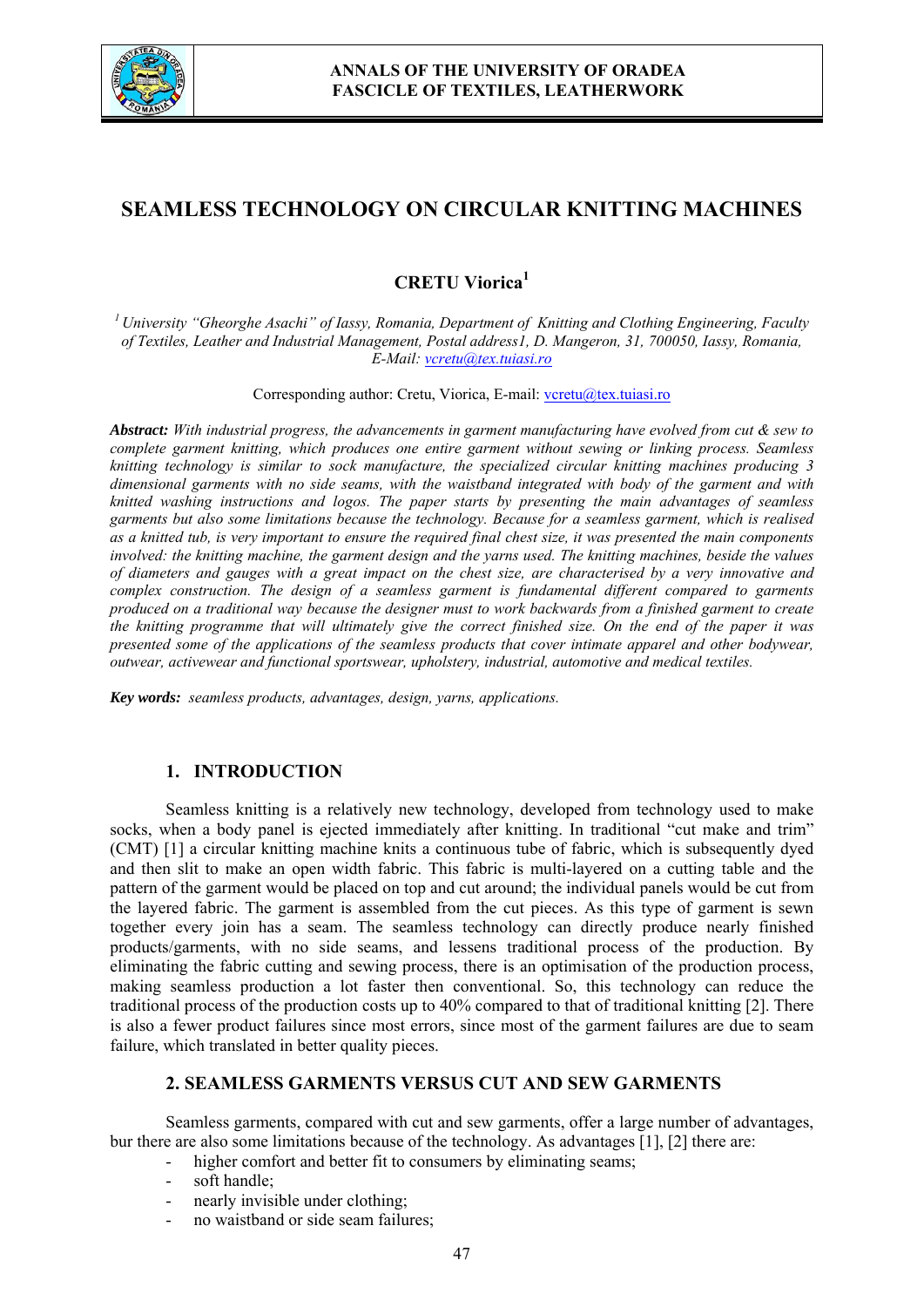# SEAMLESS TECHNOLOGY ON CIRCULAR KNITTING MACHINES

**CRETU Viorica**[1]

*[1] University "Gheorghe Asachi" of Iassy, Romania, Department of Knitting and Clothing Engineering, Faculty of Textiles, Leather and Industrial Management, Postal address1, D. Mangeron, 31, 700050, Iassy, Romania, E-Mail: vcretu@tex.tuiasi.ro*

Corresponding author: Cretu, Viorica, E-mail: vcretu@tex.tuiasi.ro

***Abstract:*** *With industrial progress, the advancements in garment manufacturing have evolved from cut & sew to complete garment knitting, which produces one entire garment without sewing or linking process. Seamless knitting technology is similar to sock manufacture, the specialized circular knitting machines producing 3 dimensional garments with no side seams, with the waistband integrated with body of the garment and with knitted washing instructions and logos. The paper starts by presenting the main advantages of seamless garments but also some limitations because the technology. Because for a seamless garment, which is realised as a knitted tub, is very important to ensure the required final chest size, it was presented the main components involved: the knitting machine, the garment design and the yarns used. The knitting machines, beside the values of diameters and gauges with a great impact on the chest size, are characterised by a very innovative and complex construction. The design of a seamless garment is fundamental different compared to garments produced on a traditional way because the designer must to work backwards from a finished garment to create the knitting programme that will ultimately give the correct finished size. On the end of the paper it was presented some of the applications of the seamless products that cover intimate apparel and other bodywear, outwear, activewear and functional sportswear, upholstery, industrial, automotive and medical textiles.*

***Key words:*** *seamless products, advantages, design, yarns, applications.*

## 1. INTRODUCTION

Seamless knitting is a relatively new technology, developed from technology used to make socks, when a body panel is ejected immediately after knitting. In traditional "cut make and trim" (CMT) [1] a circular knitting machine knits a continuous tube of fabric, which is subsequently dyed and then slit to make an open width fabric. This fabric is multi-layered on a cutting table and the pattern of the garment would be placed on top and cut around; the individual panels would be cut from the layered fabric. The garment is assembled from the cut pieces. As this type of garment is sewn together every join has a seam. The seamless technology can directly produce nearly finished products/garments, with no side seams, and lessens traditional process of the production. By eliminating the fabric cutting and sewing process, there is an optimisation of the production process, making seamless production a lot faster then conventional. So, this technology can reduce the traditional process of the production costs up to 40% compared to that of traditional knitting [2]. There is also a fewer product failures since most errors, since most of the garment failures are due to seam failure, which translated in better quality pieces.

## 2. SEAMLESS GARMENTS VERSUS CUT AND SEW GARMENTS

Seamless garments, compared with cut and sew garments, offer a large number of advantages, bur there are also some limitations because of the technology. As advantages [1], [2] there are:

- higher comfort and better fit to consumers by eliminating seams;
- soft handle;
- nearly invisible under clothing;
- no waistband or side seam failures;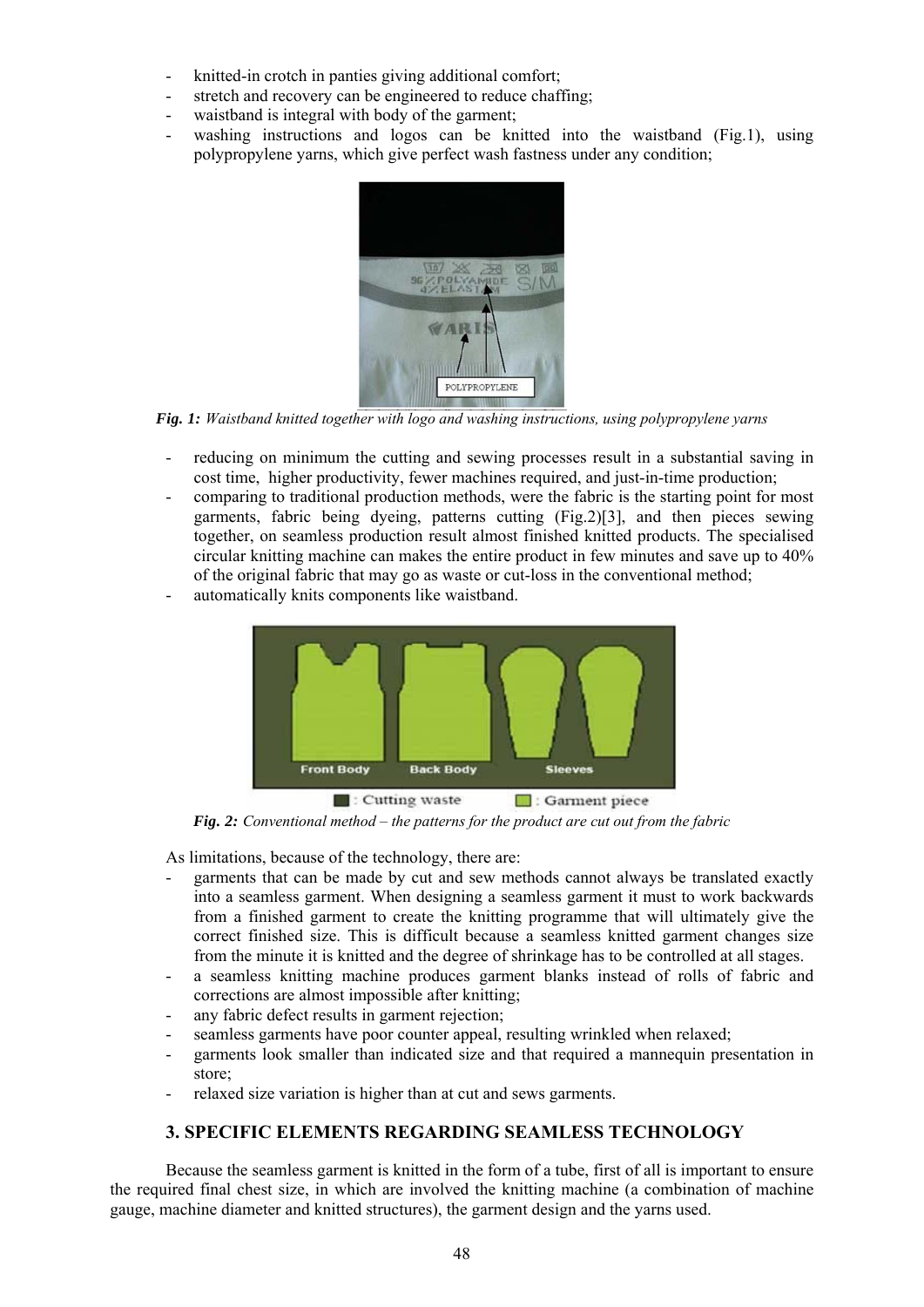- knitted-in crotch in panties giving additional comfort;
- stretch and recovery can be engineered to reduce chaffing;
- waistband is integral with body of the garment;
- washing instructions and logos can be knitted into the waistband (Fig.1), using polypropylene yarns, which give perfect wash fastness under any condition;

***Fig. 1:*** *Waistband knitted together with logo and washing instructions, using polypropylene yarns*

- reducing on minimum the cutting and sewing processes result in a substantial saving in cost time, higher productivity, fewer machines required, and just-in-time production;
- comparing to traditional production methods, were the fabric is the starting point for most garments, fabric being dyeing, patterns cutting (Fig.2)[3], and then pieces sewing together, on seamless production result almost finished knitted products. The specialised circular knitting machine can makes the entire product in few minutes and save up to 40% of the original fabric that may go as waste or cut-loss in the conventional method;
- automatically knits components like waistband.

***Fig. 2:*** *Conventional method – the patterns for the product are cut out from the fabric*

As limitations, because of the technology, there are:

- garments that can be made by cut and sew methods cannot always be translated exactly into a seamless garment. When designing a seamless garment it must to work backwards from a finished garment to create the knitting programme that will ultimately give the correct finished size. This is difficult because a seamless knitted garment changes size from the minute it is knitted and the degree of shrinkage has to be controlled at all stages.
- a seamless knitting machine produces garment blanks instead of rolls of fabric and corrections are almost impossible after knitting;
- any fabric defect results in garment rejection;
- seamless garments have poor counter appeal, resulting wrinkled when relaxed;
- garments look smaller than indicated size and that required a mannequin presentation in store;
- relaxed size variation is higher than at cut and sews garments.

## 3. SPECIFIC ELEMENTS REGARDING SEAMLESS TECHNOLOGY

Because the seamless garment is knitted in the form of a tube, first of all is important to ensure the required final chest size, in which are involved the knitting machine (a combination of machine gauge, machine diameter and knitted structures), the garment design and the yarns used.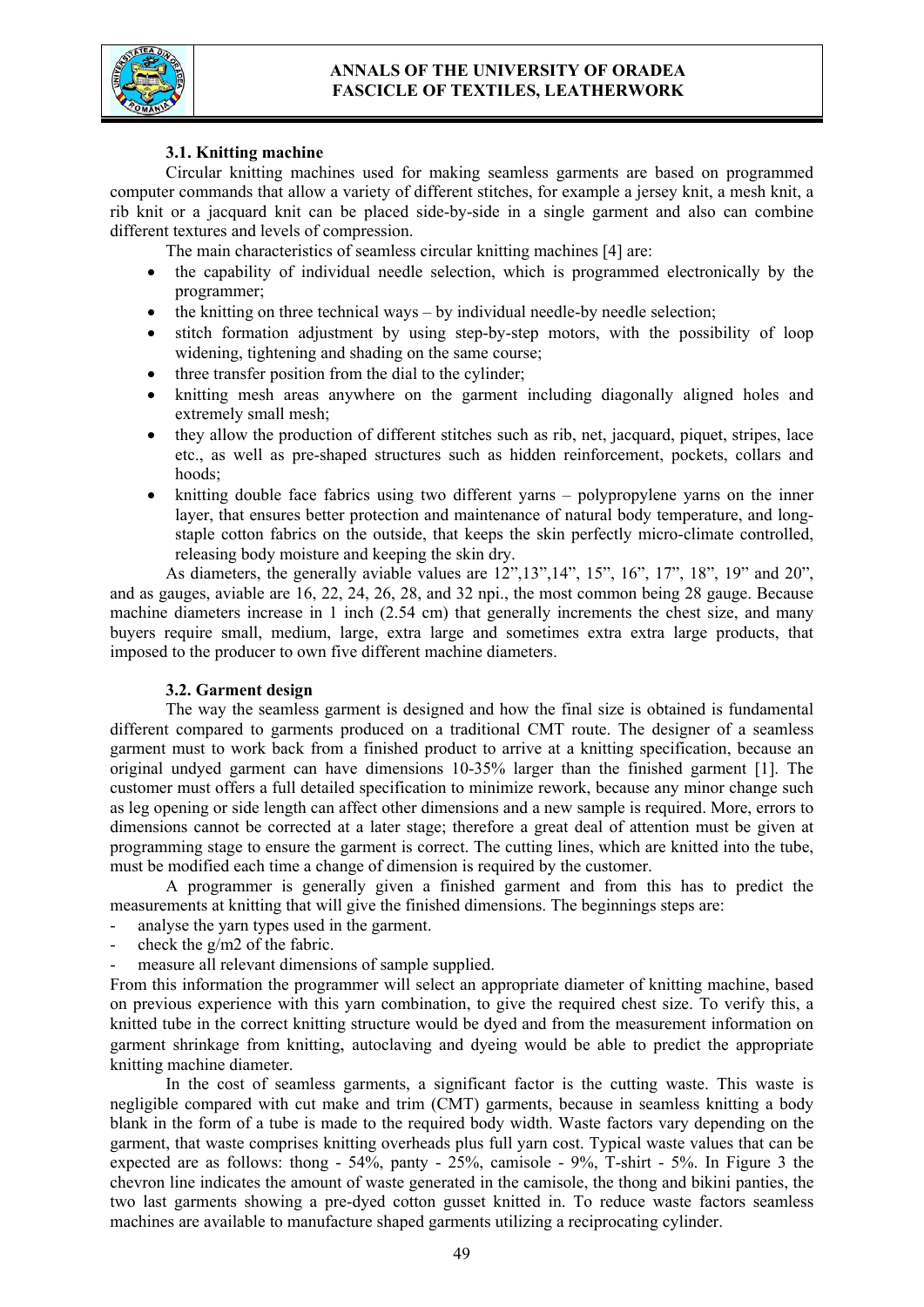### 3.1. Knitting machine

Circular knitting machines used for making seamless garments are based on programmed computer commands that allow a variety of different stitches, for example a jersey knit, a mesh knit, a rib knit or a jacquard knit can be placed side-by-side in a single garment and also can combine different textures and levels of compression.

The main characteristics of seamless circular knitting machines [4] are:

- the capability of individual needle selection, which is programmed electronically by the programmer;
- the knitting on three technical ways – by individual needle-by needle selection;
- stitch formation adjustment by using step-by-step motors, with the possibility of loop widening, tightening and shading on the same course;
- three transfer position from the dial to the cylinder;
- knitting mesh areas anywhere on the garment including diagonally aligned holes and extremely small mesh;
- they allow the production of different stitches such as rib, net, jacquard, piquet, stripes, lace etc., as well as pre-shaped structures such as hidden reinforcement, pockets, collars and hoods;
- knitting double face fabrics using two different yarns – polypropylene yarns on the inner layer, that ensures better protection and maintenance of natural body temperature, and long-staple cotton fabrics on the outside, that keeps the skin perfectly micro-climate controlled, releasing body moisture and keeping the skin dry.

As diameters, the generally aviable values are 12",13",14", 15", 16", 17", 18", 19" and 20", and as gauges, aviable are 16, 22, 24, 26, 28, and 32 npi., the most common being 28 gauge. Because machine diameters increase in 1 inch (2.54 cm) that generally increments the chest size, and many buyers require small, medium, large, extra large and sometimes extra extra large products, that imposed to the producer to own five different machine diameters.

### 3.2. Garment design

The way the seamless garment is designed and how the final size is obtained is fundamental different compared to garments produced on a traditional CMT route. The designer of a seamless garment must to work back from a finished product to arrive at a knitting specification, because an original undyed garment can have dimensions 10-35% larger than the finished garment [1]. The customer must offers a full detailed specification to minimize rework, because any minor change such as leg opening or side length can affect other dimensions and a new sample is required. More, errors to dimensions cannot be corrected at a later stage; therefore a great deal of attention must be given at programming stage to ensure the garment is correct. The cutting lines, which are knitted into the tube, must be modified each time a change of dimension is required by the customer.

A programmer is generally given a finished garment and from this has to predict the measurements at knitting that will give the finished dimensions. The beginnings steps are:

- analyse the yarn types used in the garment.
- check the g/m2 of the fabric.
- measure all relevant dimensions of sample supplied.

From this information the programmer will select an appropriate diameter of knitting machine, based on previous experience with this yarn combination, to give the required chest size. To verify this, a knitted tube in the correct knitting structure would be dyed and from the measurement information on garment shrinkage from knitting, autoclaving and dyeing would be able to predict the appropriate knitting machine diameter.

In the cost of seamless garments, a significant factor is the cutting waste. This waste is negligible compared with cut make and trim (CMT) garments, because in seamless knitting a body blank in the form of a tube is made to the required body width. Waste factors vary depending on the garment, that waste comprises knitting overheads plus full yarn cost. Typical waste values that can be expected are as follows: thong - 54%, panty - 25%, camisole - 9%, T-shirt - 5%. In Figure 3 the chevron line indicates the amount of waste generated in the camisole, the thong and bikini panties, the two last garments showing a pre-dyed cotton gusset knitted in. To reduce waste factors seamless machines are available to manufacture shaped garments utilizing a reciprocating cylinder.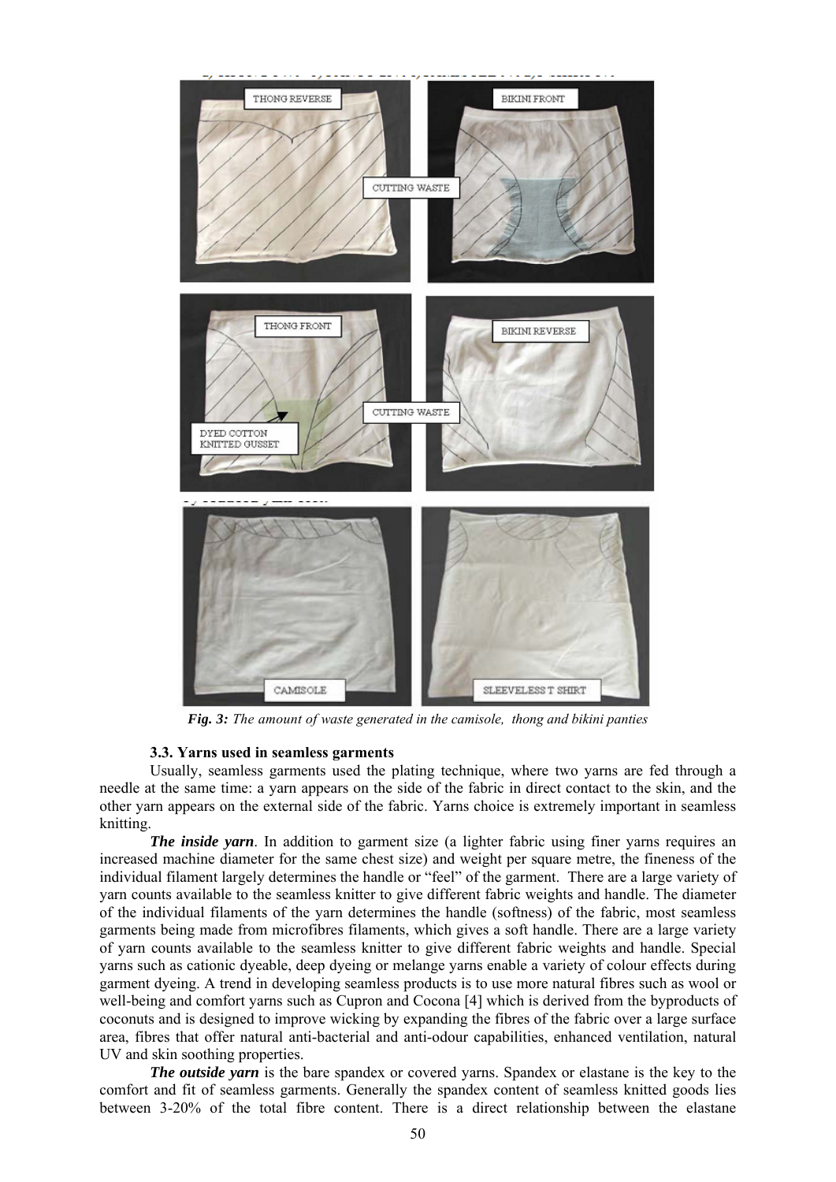*Fig. 3: The amount of waste generated in the camisole, thong and bikini panties*

### 3.3. Yarns used in seamless garments

Usually, seamless garments used the plating technique, where two yarns are fed through a needle at the same time: a yarn appears on the side of the fabric in direct contact to the skin, and the other yarn appears on the external side of the fabric. Yarns choice is extremely important in seamless knitting.

***The inside yarn***. In addition to garment size (a lighter fabric using finer yarns requires an increased machine diameter for the same chest size) and weight per square metre, the fineness of the individual filament largely determines the handle or "feel" of the garment. There are a large variety of yarn counts available to the seamless knitter to give different fabric weights and handle. The diameter of the individual filaments of the yarn determines the handle (softness) of the fabric, most seamless garments being made from microfibres filaments, which gives a soft handle. There are a large variety of yarn counts available to the seamless knitter to give different fabric weights and handle. Special yarns such as cationic dyeable, deep dyeing or melange yarns enable a variety of colour effects during garment dyeing. A trend in developing seamless products is to use more natural fibres such as wool or well-being and comfort yarns such as Cupron and Cocona [4] which is derived from the byproducts of coconuts and is designed to improve wicking by expanding the fibres of the fabric over a large surface area, fibres that offer natural anti-bacterial and anti-odour capabilities, enhanced ventilation, natural UV and skin soothing properties.

***The outside yarn*** is the bare spandex or covered yarns. Spandex or elastane is the key to the comfort and fit of seamless garments. Generally the spandex content of seamless knitted goods lies between 3-20% of the total fibre content. There is a direct relationship between the elastane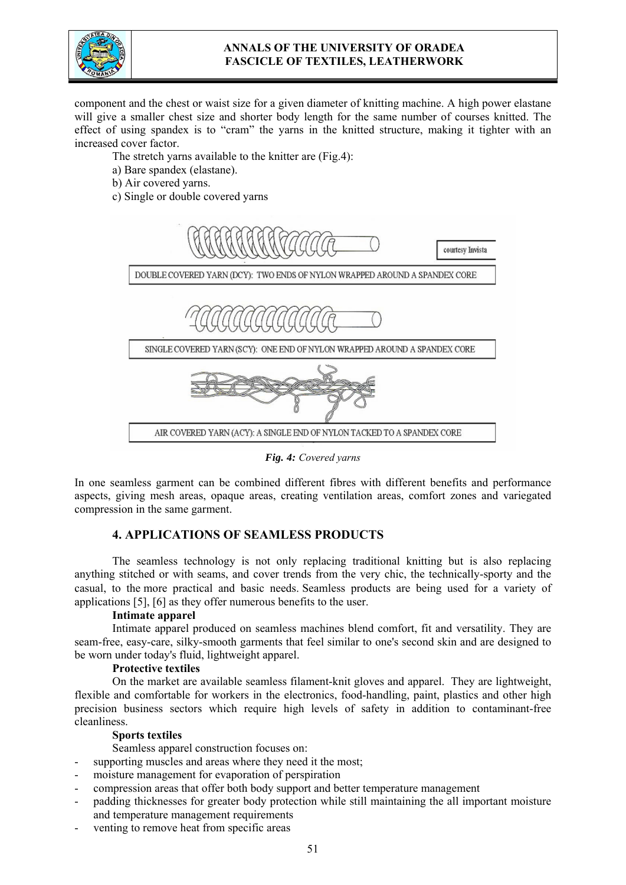component and the chest or waist size for a given diameter of knitting machine. A high power elastane will give a smaller chest size and shorter body length for the same number of courses knitted. The effect of using spandex is to "cram" the yarns in the knitted structure, making it tighter with an increased cover factor.

The stretch yarns available to the knitter are (Fig.4):

a) Bare spandex (elastane).

b) Air covered yarns.

c) Single or double covered yarns

courtesy Invista

DOUBLE COVERED YARN (DCY): TWO ENDS OF NYLON WRAPPED AROUND A SPANDEX CORE

SINGLE COVERED YARN (SCY): ONE END OF NYLON WRAPPED AROUND A SPANDEX CORE

AIR COVERED YARN (ACY): A SINGLE END OF NYLON TACKED TO A SPANDEX CORE

***Fig. 4:*** *Covered yarns*

In one seamless garment can be combined different fibres with different benefits and performance aspects, giving mesh areas, opaque areas, creating ventilation areas, comfort zones and variegated compression in the same garment.

## 4. APPLICATIONS OF SEAMLESS PRODUCTS

The seamless technology is not only replacing traditional knitting but is also replacing anything stitched or with seams, and cover trends from the very chic, the technically-sporty and the casual, to the more practical and basic needs. Seamless products are being used for a variety of applications [5], [6] as they offer numerous benefits to the user.

**Intimate apparel**

Intimate apparel produced on seamless machines blend comfort, fit and versatility. They are seam-free, easy-care, silky-smooth garments that feel similar to one's second skin and are designed to be worn under today's fluid, lightweight apparel.

**Protective textiles**

On the market are available seamless filament-knit gloves and apparel. They are lightweight, flexible and comfortable for workers in the electronics, food-handling, paint, plastics and other high precision business sectors which require high levels of safety in addition to contaminant-free cleanliness.

**Sports textiles**

Seamless apparel construction focuses on:

- supporting muscles and areas where they need it the most;
- moisture management for evaporation of perspiration
- compression areas that offer both body support and better temperature management
- padding thicknesses for greater body protection while still maintaining the all important moisture and temperature management requirements
- venting to remove heat from specific areas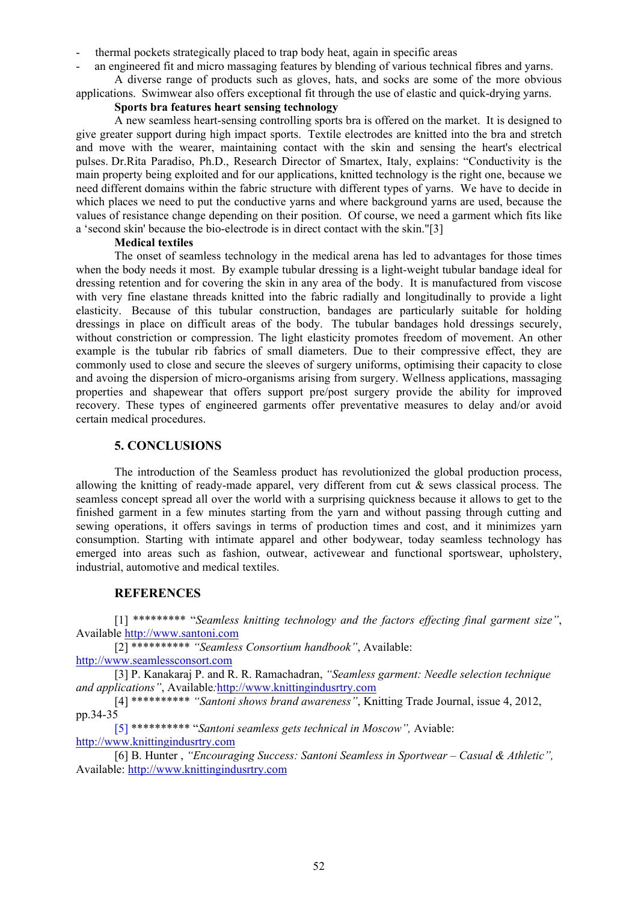- thermal pockets strategically placed to trap body heat, again in specific areas
- an engineered fit and micro massaging features by blending of various technical fibres and yarns.

A diverse range of products such as gloves, hats, and socks are some of the more obvious applications. Swimwear also offers exceptional fit through the use of elastic and quick-drying yarns.

**Sports bra features heart sensing technology**

A new seamless heart-sensing controlling sports bra is offered on the market. It is designed to give greater support during high impact sports. Textile electrodes are knitted into the bra and stretch and move with the wearer, maintaining contact with the skin and sensing the heart's electrical pulses. Dr.Rita Paradiso, Ph.D., Research Director of Smartex, Italy, explains: "Conductivity is the main property being exploited and for our applications, knitted technology is the right one, because we need different domains within the fabric structure with different types of yarns. We have to decide in which places we need to put the conductive yarns and where background yarns are used, because the values of resistance change depending on their position. Of course, we need a garment which fits like a 'second skin' because the bio-electrode is in direct contact with the skin."[3]

**Medical textiles**

The onset of seamless technology in the medical arena has led to advantages for those times when the body needs it most. By example tubular dressing is a light-weight tubular bandage ideal for dressing retention and for covering the skin in any area of the body. It is manufactured from viscose with very fine elastane threads knitted into the fabric radially and longitudinally to provide a light elasticity. Because of this tubular construction, bandages are particularly suitable for holding dressings in place on difficult areas of the body. The tubular bandages hold dressings securely, without constriction or compression. The light elasticity promotes freedom of movement. An other example is the tubular rib fabrics of small diameters. Due to their compressive effect, they are commonly used to close and secure the sleeves of surgery uniforms, optimising their capacity to close and avoing the dispersion of micro-organisms arising from surgery. Wellness applications, massaging properties and shapewear that offers support pre/post surgery provide the ability for improved recovery. These types of engineered garments offer preventative measures to delay and/or avoid certain medical procedures.

## 5. CONCLUSIONS

The introduction of the Seamless product has revolutionized the global production process, allowing the knitting of ready-made apparel, very different from cut & sews classical process. The seamless concept spread all over the world with a surprising quickness because it allows to get to the finished garment in a few minutes starting from the yarn and without passing through cutting and sewing operations, it offers savings in terms of production times and cost, and it minimizes yarn consumption. Starting with intimate apparel and other bodywear, today seamless technology has emerged into areas such as fashion, outwear, activewear and functional sportswear, upholstery, industrial, automotive and medical textiles.

## REFERENCES

[1] ********* "*Seamless knitting technology and the factors effecting final garment size*", Available http://www.santoni.com

[2] ********** *"Seamless Consortium handbook"*, Available: http://www.seamlessconsort.com

[3] P. Kanakaraj P. and R. R. Ramachadran, *"Seamless garment: Needle selection technique and applications"*, Available:http://www.knittingindusrtry.com

[4] ********** *"Santoni shows brand awareness"*, Knitting Trade Journal, issue 4, 2012, pp.34-35

[5] ********** "*Santoni seamless gets technical in Moscow",* Aviable: http://www.knittingindusrtry.com

[6] B. Hunter , *"Encouraging Success: Santoni Seamless in Sportwear – Casual & Athletic",* Available: http://www.knittingindusrtry.com